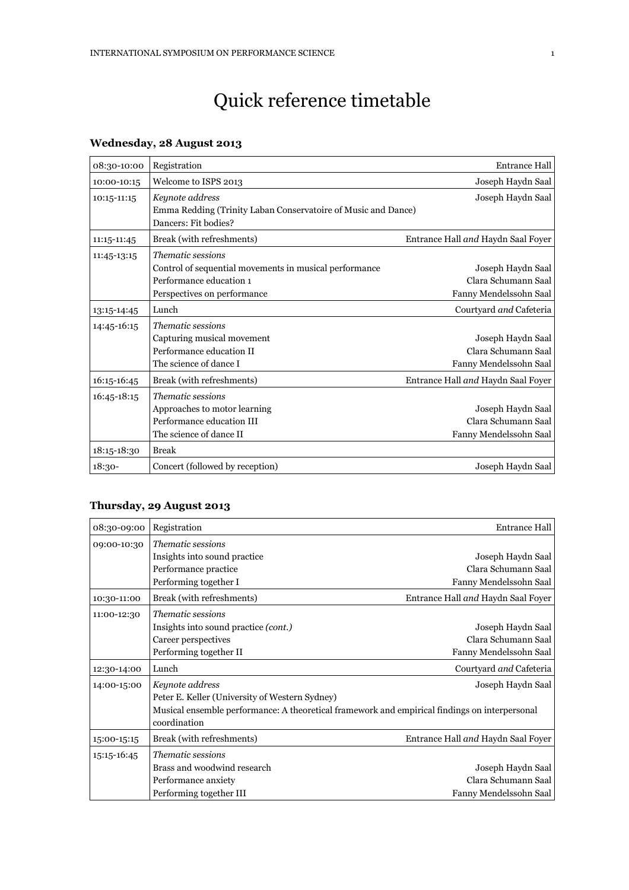# Quick reference timetable

### Wednesday, 28 August 2013

| | | |
|---|---|---|
| 08:30-10:00 | Registration | Entrance Hall |
| 10:00-10:15 | Welcome to ISPS 2013 | Joseph Haydn Saal |
| 10:15-11:15 | *Keynote address*<br>Emma Redding (Trinity Laban Conservatoire of Music and Dance)<br>Dancers: Fit bodies? | Joseph Haydn Saal |
| 11:15-11:45 | Break (with refreshments) | Entrance Hall *and* Haydn Saal Foyer |
| 11:45-13:15 | *Thematic sessions*<br>Control of sequential movements in musical performance<br>Performance education 1<br>Perspectives on performance | <br>Joseph Haydn Saal<br>Clara Schumann Saal<br>Fanny Mendelssohn Saal |
| 13:15-14:45 | Lunch | Courtyard *and* Cafeteria |
| 14:45-16:15 | *Thematic sessions*<br>Capturing musical movement<br>Performance education II<br>The science of dance I | <br>Joseph Haydn Saal<br>Clara Schumann Saal<br>Fanny Mendelssohn Saal |
| 16:15-16:45 | Break (with refreshments) | Entrance Hall *and* Haydn Saal Foyer |
| 16:45-18:15 | *Thematic sessions*<br>Approaches to motor learning<br>Performance education III<br>The science of dance II | <br>Joseph Haydn Saal<br>Clara Schumann Saal<br>Fanny Mendelssohn Saal |
| 18:15-18:30 | Break | |
| 18:30- | Concert (followed by reception) | Joseph Haydn Saal |

### Thursday, 29 August 2013

| | | |
|---|---|---|
| 08:30-09:00 | Registration | Entrance Hall |
| 09:00-10:30 | *Thematic sessions*<br>Insights into sound practice<br>Performance practice<br>Performing together I | <br>Joseph Haydn Saal<br>Clara Schumann Saal<br>Fanny Mendelssohn Saal |
| 10:30-11:00 | Break (with refreshments) | Entrance Hall *and* Haydn Saal Foyer |
| 11:00-12:30 | *Thematic sessions*<br>Insights into sound practice *(cont.)*<br>Career perspectives<br>Performing together II | <br>Joseph Haydn Saal<br>Clara Schumann Saal<br>Fanny Mendelssohn Saal |
| 12:30-14:00 | Lunch | Courtyard *and* Cafeteria |
| 14:00-15:00 | *Keynote address*<br>Peter E. Keller (University of Western Sydney)<br>Musical ensemble performance: A theoretical framework and empirical findings on interpersonal coordination | Joseph Haydn Saal |
| 15:00-15:15 | Break (with refreshments) | Entrance Hall *and* Haydn Saal Foyer |
| 15:15-16:45 | *Thematic sessions*<br>Brass and woodwind research<br>Performance anxiety<br>Performing together III | <br>Joseph Haydn Saal<br>Clara Schumann Saal<br>Fanny Mendelssohn Saal |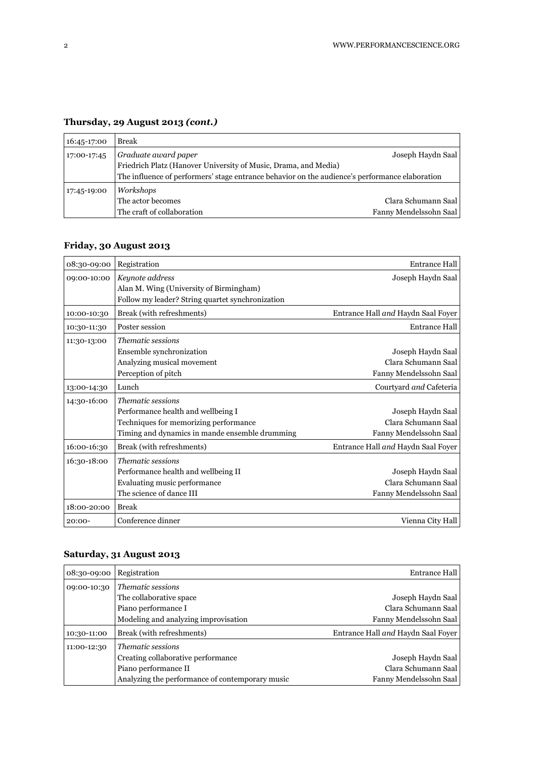### Thursday, 29 August 2013 *(cont.)*

| | | |
|---|---|---|
| 16:45-17:00 | Break | |
| 17:00-17:45 | *Graduate award paper* | Joseph Haydn Saal |
| | Friedrich Platz (Hanover University of Music, Drama, and Media) | |
| | The influence of performers' stage entrance behavior on the audience's performance elaboration | |
| 17:45-19:00 | *Workshops* | |
| | The actor becomes | Clara Schumann Saal |
| | The craft of collaboration | Fanny Mendelssohn Saal |

### Friday, 30 August 2013

| | | |
|---|---|---|
| 08:30-09:00 | Registration | Entrance Hall |
| 09:00-10:00 | *Keynote address* | Joseph Haydn Saal |
| | Alan M. Wing (University of Birmingham) | |
| | Follow my leader? String quartet synchronization | |
| 10:00-10:30 | Break (with refreshments) | Entrance Hall *and* Haydn Saal Foyer |
| 10:30-11:30 | Poster session | Entrance Hall |
| 11:30-13:00 | *Thematic sessions* | |
| | Ensemble synchronization | Joseph Haydn Saal |
| | Analyzing musical movement | Clara Schumann Saal |
| | Perception of pitch | Fanny Mendelssohn Saal |
| 13:00-14:30 | Lunch | Courtyard *and* Cafeteria |
| 14:30-16:00 | *Thematic sessions* | |
| | Performance health and wellbeing I | Joseph Haydn Saal |
| | Techniques for memorizing performance | Clara Schumann Saal |
| | Timing and dynamics in mande ensemble drumming | Fanny Mendelssohn Saal |
| 16:00-16:30 | Break (with refreshments) | Entrance Hall *and* Haydn Saal Foyer |
| 16:30-18:00 | *Thematic sessions* | |
| | Performance health and wellbeing II | Joseph Haydn Saal |
| | Evaluating music performance | Clara Schumann Saal |
| | The science of dance III | Fanny Mendelssohn Saal |
| 18:00-20:00 | Break | |
| 20:00- | Conference dinner | Vienna City Hall |

### Saturday, 31 August 2013

| | | |
|---|---|---|
| 08:30-09:00 | Registration | Entrance Hall |
| 09:00-10:30 | *Thematic sessions* | |
| | The collaborative space | Joseph Haydn Saal |
| | Piano performance I | Clara Schumann Saal |
| | Modeling and analyzing improvisation | Fanny Mendelssohn Saal |
| 10:30-11:00 | Break (with refreshments) | Entrance Hall *and* Haydn Saal Foyer |
| 11:00-12:30 | *Thematic sessions* | |
| | Creating collaborative performance | Joseph Haydn Saal |
| | Piano performance II | Clara Schumann Saal |
| | Analyzing the performance of contemporary music | Fanny Mendelssohn Saal |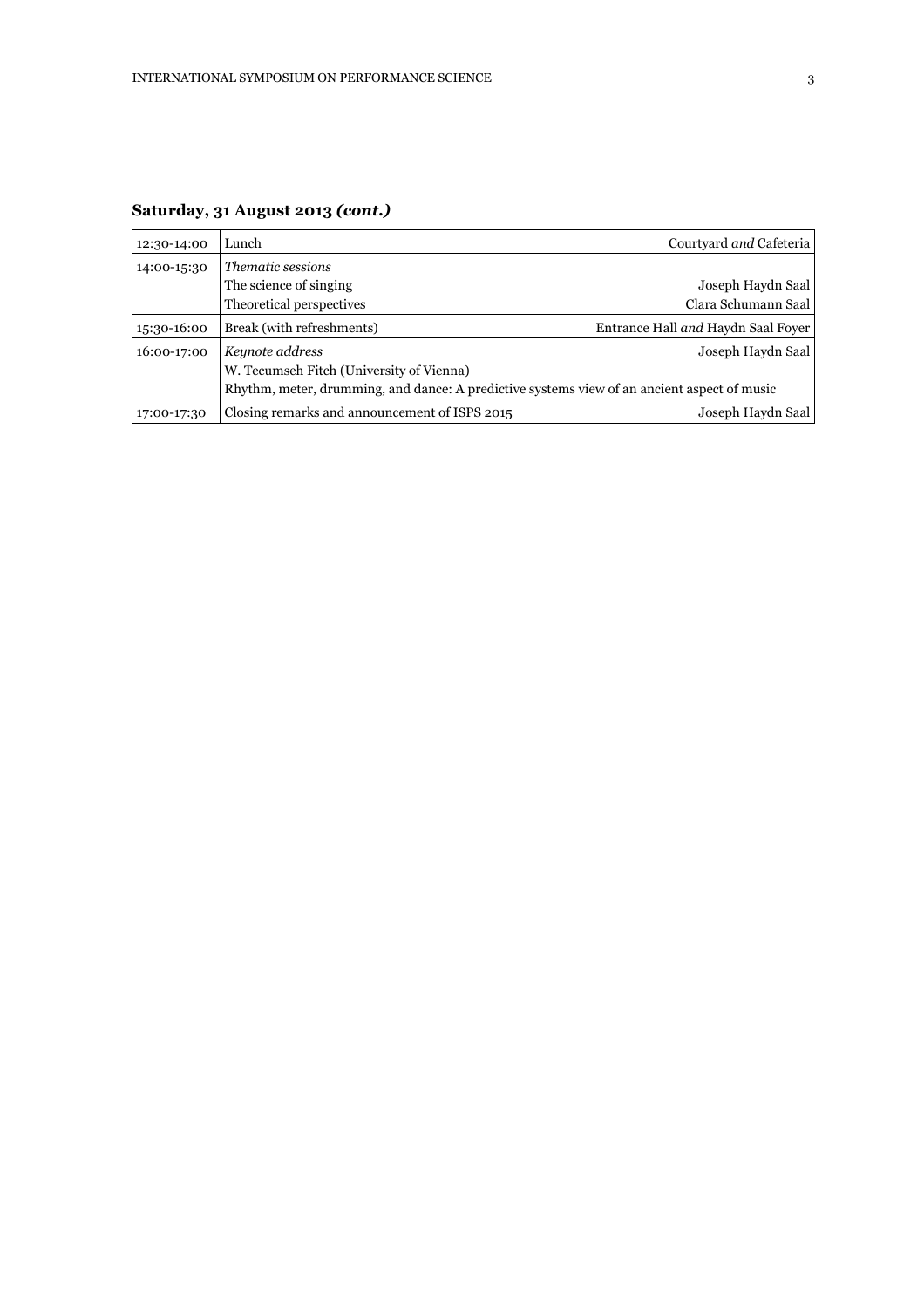## Saturday, 31 August 2013 *(cont.)*

| Time | Event | Location |
|---|---|---|
| 12:30-14:00 | Lunch | Courtyard *and* Cafeteria |
| 14:00-15:30 | *Thematic sessions* | |
| | The science of singing | Joseph Haydn Saal |
| | Theoretical perspectives | Clara Schumann Saal |
| 15:30-16:00 | Break (with refreshments) | Entrance Hall *and* Haydn Saal Foyer |
| 16:00-17:00 | *Keynote address* | Joseph Haydn Saal |
| | W. Tecumseh Fitch (University of Vienna) | |
| | Rhythm, meter, drumming, and dance: A predictive systems view of an ancient aspect of music | |
| 17:00-17:30 | Closing remarks and announcement of ISPS 2015 | Joseph Haydn Saal |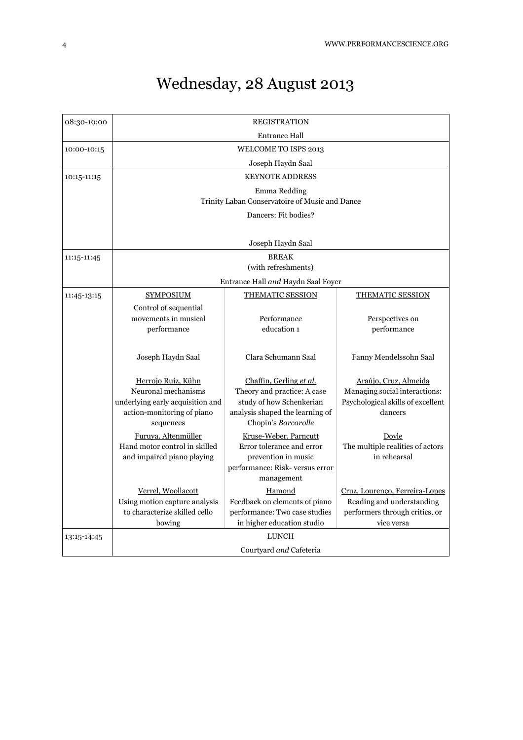# Wednesday, 28 August 2013

| | | | |
|---|---|---|---|
| 08:30-10:00 | REGISTRATION<br>Entrance Hall | | |
| 10:00-10:15 | WELCOME TO ISPS 2013<br>Joseph Haydn Saal | | |
| 10:15-11:15 | KEYNOTE ADDRESS<br>Emma Redding<br>Trinity Laban Conservatoire of Music and Dance<br>Dancers: Fit bodies?<br>Joseph Haydn Saal | | |
| 11:15-11:45 | BREAK<br>(with refreshments)<br>Entrance Hall *and* Haydn Saal Foyer | | |
| 11:45-13:15 | SYMPOSIUM<br>Control of sequential movements in musical performance<br>Joseph Haydn Saal | THEMATIC SESSION<br>Performance education 1<br>Clara Schumann Saal | THEMATIC SESSION<br>Perspectives on performance<br>Fanny Mendelssohn Saal |
| | Herrojo Ruiz, Kühn<br>Neuronal mechanisms underlying early acquisition and action-monitoring of piano sequences | Chaffin, Gerling *et al.*<br>Theory and practice: A case study of how Schenkerian analysis shaped the learning of Chopin's *Barcarolle* | Araújo, Cruz, Almeida<br>Managing social interactions: Psychological skills of excellent dancers |
| | Furuya, Altenmüller<br>Hand motor control in skilled and impaired piano playing | Kruse-Weber, Parncutt<br>Error tolerance and error prevention in music performance: Risk- versus error management | Doyle<br>The multiple realities of actors in rehearsal |
| | Verrel, Woollacott<br>Using motion capture analysis to characterize skilled cello bowing | Hamond<br>Feedback on elements of piano performance: Two case studies in higher education studio | Cruz, Lourenço, Ferreira-Lopes<br>Reading and understanding performers through critics, or vice versa |
| 13:15-14:45 | LUNCH<br>Courtyard *and* Cafeteria | | |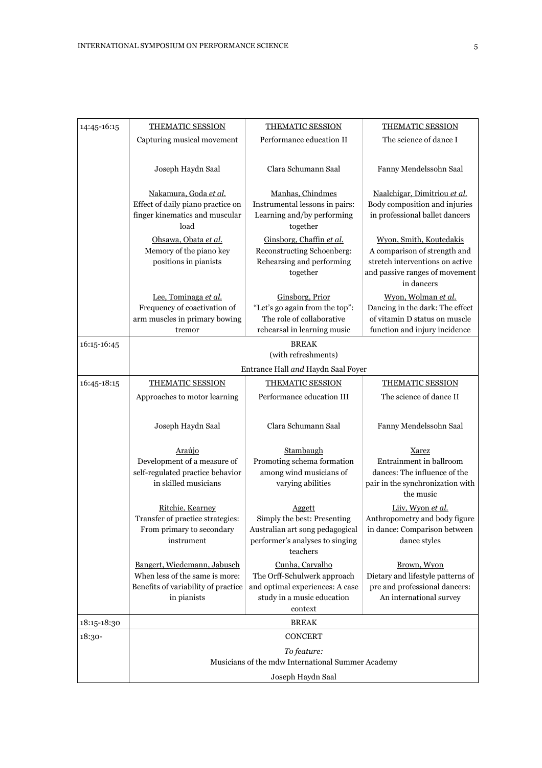| | | | |
|---|---|---|---|
| 14:45-16:15 | <u>THEMATIC SESSION</u><br>Capturing musical movement<br><br>Joseph Haydn Saal<br><br><u>Nakamura, Goda *et al.*</u><br>Effect of daily piano practice on finger kinematics and muscular load<br><u>Ohsawa, Obata *et al.*</u><br>Memory of the piano key positions in pianists<br><u>Lee, Tominaga *et al.*</u><br>Frequency of coactivation of arm muscles in primary bowing tremor | <u>THEMATIC SESSION</u><br>Performance education II<br><br>Clara Schumann Saal<br><br><u>Manhas, Chindmes</u><br>Instrumental lessons in pairs: Learning and/by performing together<br><u>Ginsborg, Chaffin *et al.*</u><br>Reconstructing Schoenberg: Rehearsing and performing together<br><u>Ginsborg, Prior</u><br>"Let's go again from the top": The role of collaborative rehearsal in learning music | <u>THEMATIC SESSION</u><br>The science of dance I<br><br>Fanny Mendelssohn Saal<br><br><u>Naalchigar, Dimitriou *et al.*</u><br>Body composition and injuries in professional ballet dancers<br><u>Wyon, Smith, Koutedakis</u><br>A comparison of strength and stretch interventions on active and passive ranges of movement in dancers<br><u>Wyon, Wolman *et al.*</u><br>Dancing in the dark: The effect of vitamin D status on muscle function and injury incidence |
| 16:15-16:45 | BREAK<br>(with refreshments)<br>Entrance Hall *and* Haydn Saal Foyer | | |
| 16:45-18:15 | <u>THEMATIC SESSION</u><br>Approaches to motor learning<br><br>Joseph Haydn Saal<br><br><u>Araújo</u><br>Development of a measure of self-regulated practice behavior in skilled musicians<br><u>Ritchie, Kearney</u><br>Transfer of practice strategies: From primary to secondary instrument<br><u>Bangert, Wiedemann, Jabusch</u><br>When less of the same is more: Benefits of variability of practice in pianists | <u>THEMATIC SESSION</u><br>Performance education III<br><br>Clara Schumann Saal<br><br><u>Stambaugh</u><br>Promoting schema formation among wind musicians of varying abilities<br><u>Aggett</u><br>Simply the best: Presenting Australian art song pedagogical performer's analyses to singing teachers<br><u>Cunha, Carvalho</u><br>The Orff-Schulwerk approach and optimal experiences: A case study in a music education context | <u>THEMATIC SESSION</u><br>The science of dance II<br><br>Fanny Mendelssohn Saal<br><br><u>Xarez</u><br>Entrainment in ballroom dances: The influence of the pair in the synchronization with the music<br><u>Liiv, Wyon *et al.*</u><br>Anthropometry and body figure in dance: Comparison between dance styles<br><u>Brown, Wyon</u><br>Dietary and lifestyle patterns of pre and professional dancers: An international survey |
| 18:15-18:30 | BREAK | | |
| 18:30- | CONCERT<br>*To feature:*<br>Musicians of the mdw International Summer Academy<br>Joseph Haydn Saal | | |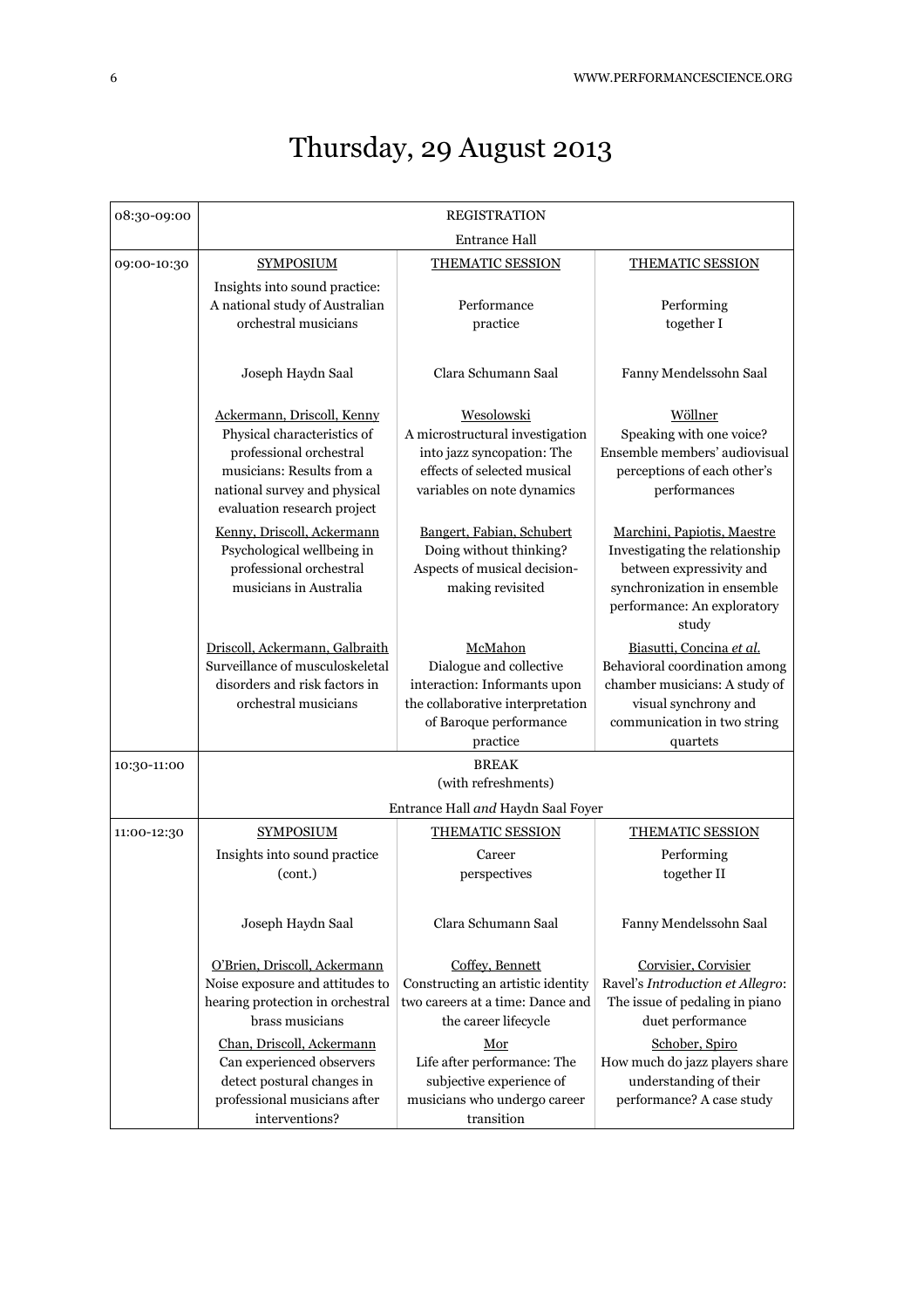# Thursday, 29 August 2013

| | | | |
|---|---|---|---|
| 08:30-09:00 | REGISTRATION<br>Entrance Hall | | |
| 09:00-10:30 | <u>SYMPOSIUM</u><br>Insights into sound practice: A national study of Australian orchestral musicians<br><br>Joseph Haydn Saal | <u>THEMATIC SESSION</u><br>Performance practice<br><br>Clara Schumann Saal | <u>THEMATIC SESSION</u><br>Performing together I<br><br>Fanny Mendelssohn Saal |
| | <u>Ackermann, Driscoll, Kenny</u><br>Physical characteristics of professional orchestral musicians: Results from a national survey and physical evaluation research project | <u>Wesolowski</u><br>A microstructural investigation into jazz syncopation: The effects of selected musical variables on note dynamics | <u>Wöllner</u><br>Speaking with one voice? Ensemble members' audiovisual perceptions of each other's performances |
| | <u>Kenny, Driscoll, Ackermann</u><br>Psychological wellbeing in professional orchestral musicians in Australia | <u>Bangert, Fabian, Schubert</u><br>Doing without thinking? Aspects of musical decision-making revisited | <u>Marchini, Papiotis, Maestre</u><br>Investigating the relationship between expressivity and synchronization in ensemble performance: An exploratory study |
| | <u>Driscoll, Ackermann, Galbraith</u><br>Surveillance of musculoskeletal disorders and risk factors in orchestral musicians | <u>McMahon</u><br>Dialogue and collective interaction: Informants upon the collaborative interpretation of Baroque performance practice | <u>Biasutti, Concina *et al.*</u><br>Behavioral coordination among chamber musicians: A study of visual synchrony and communication in two string quartets |
| 10:30-11:00 | BREAK<br>(with refreshments)<br>Entrance Hall *and* Haydn Saal Foyer | | |
| 11:00-12:30 | <u>SYMPOSIUM</u><br>Insights into sound practice (cont.)<br><br>Joseph Haydn Saal | <u>THEMATIC SESSION</u><br>Career perspectives<br><br>Clara Schumann Saal | <u>THEMATIC SESSION</u><br>Performing together II<br><br>Fanny Mendelssohn Saal |
| | <u>O'Brien, Driscoll, Ackermann</u><br>Noise exposure and attitudes to hearing protection in orchestral brass musicians | <u>Coffey, Bennett</u><br>Constructing an artistic identity two careers at a time: Dance and the career lifecycle | <u>Corvisier, Corvisier</u><br>Ravel's *Introduction et Allegro*: The issue of pedaling in piano duet performance |
| | <u>Chan, Driscoll, Ackermann</u><br>Can experienced observers detect postural changes in professional musicians after interventions? | <u>Mor</u><br>Life after performance: The subjective experience of musicians who undergo career transition | <u>Schober, Spiro</u><br>How much do jazz players share understanding of their performance? A case study |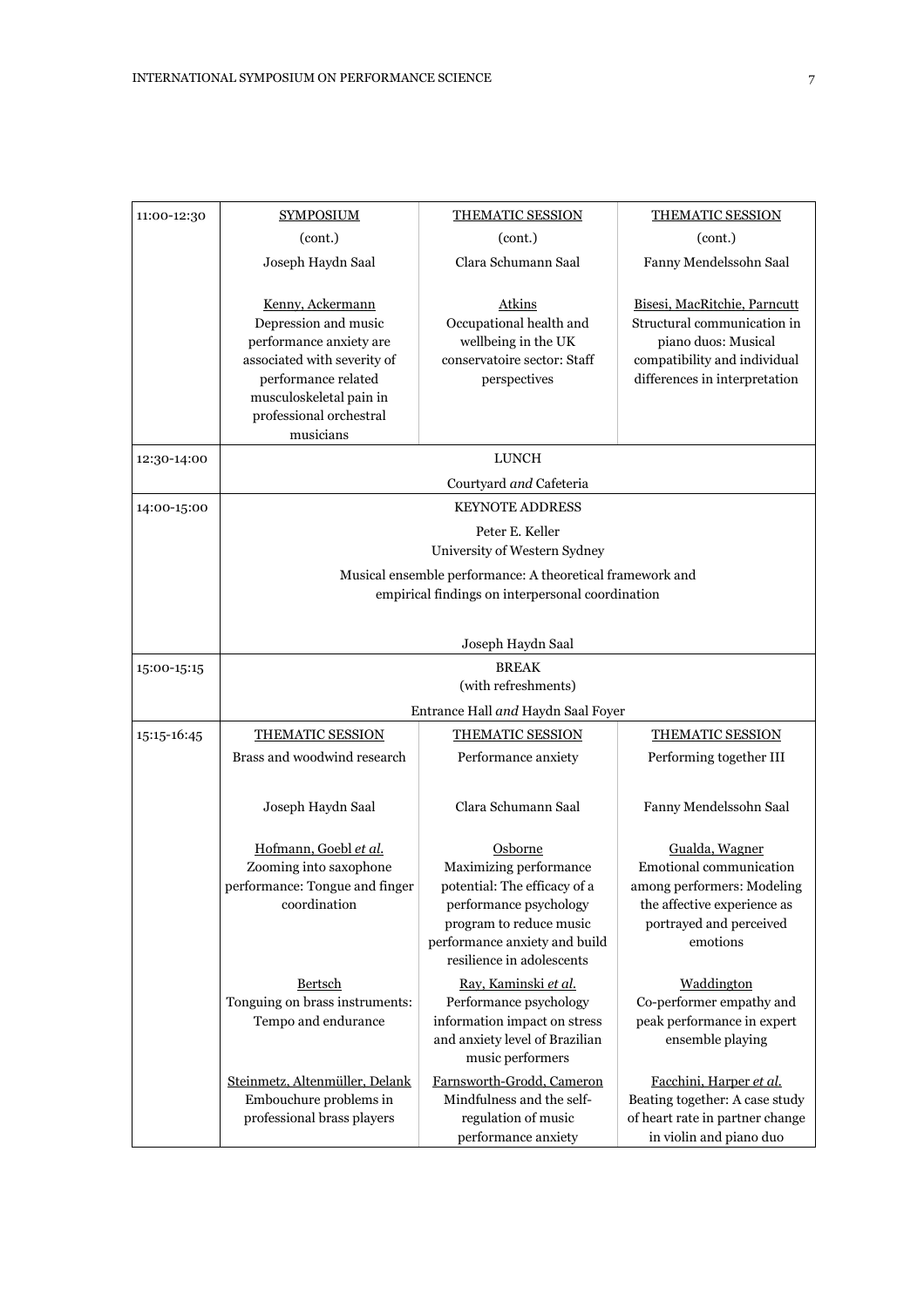| 11:00-12:30 | SYMPOSIUM (cont.) Joseph Haydn Saal | THEMATIC SESSION (cont.) Clara Schumann Saal | THEMATIC SESSION (cont.) Fanny Mendelssohn Saal |
|---|---|---|---|
| | Kenny, Ackermann<br>Depression and music performance anxiety are associated with severity of performance related musculoskeletal pain in professional orchestral musicians | Atkins<br>Occupational health and wellbeing in the UK conservatoire sector: Staff perspectives | Bisesi, MacRitchie, Parncutt<br>Structural communication in piano duos: Musical compatibility and individual differences in interpretation |
| 12:30-14:00 | LUNCH<br>Courtyard *and* Cafeteria | | |
| 14:00-15:00 | KEYNOTE ADDRESS<br>Peter E. Keller<br>University of Western Sydney<br>Musical ensemble performance: A theoretical framework and empirical findings on interpersonal coordination<br>Joseph Haydn Saal | | |
| 15:00-15:15 | BREAK (with refreshments)<br>Entrance Hall *and* Haydn Saal Foyer | | |
| 15:15-16:45 | THEMATIC SESSION<br>Brass and woodwind research<br>Joseph Haydn Saal | THEMATIC SESSION<br>Performance anxiety<br>Clara Schumann Saal | THEMATIC SESSION<br>Performing together III<br>Fanny Mendelssohn Saal |
| | Hofmann, Goebl *et al.*<br>Zooming into saxophone performance: Tongue and finger coordination | Osborne<br>Maximizing performance potential: The efficacy of a performance psychology program to reduce music performance anxiety and build resilience in adolescents | Gualda, Wagner<br>Emotional communication among performers: Modeling the affective experience as portrayed and perceived emotions |
| | Bertsch<br>Tonguing on brass instruments: Tempo and endurance | Ray, Kaminski *et al.*<br>Performance psychology information impact on stress and anxiety level of Brazilian music performers | Waddington<br>Co-performer empathy and peak performance in expert ensemble playing |
| | Steinmetz, Altenmüller, Delank<br>Embouchure problems in professional brass players | Farnsworth-Grodd, Cameron<br>Mindfulness and the self-regulation of music performance anxiety | Facchini, Harper *et al.*<br>Beating together: A case study of heart rate in partner change in violin and piano duo |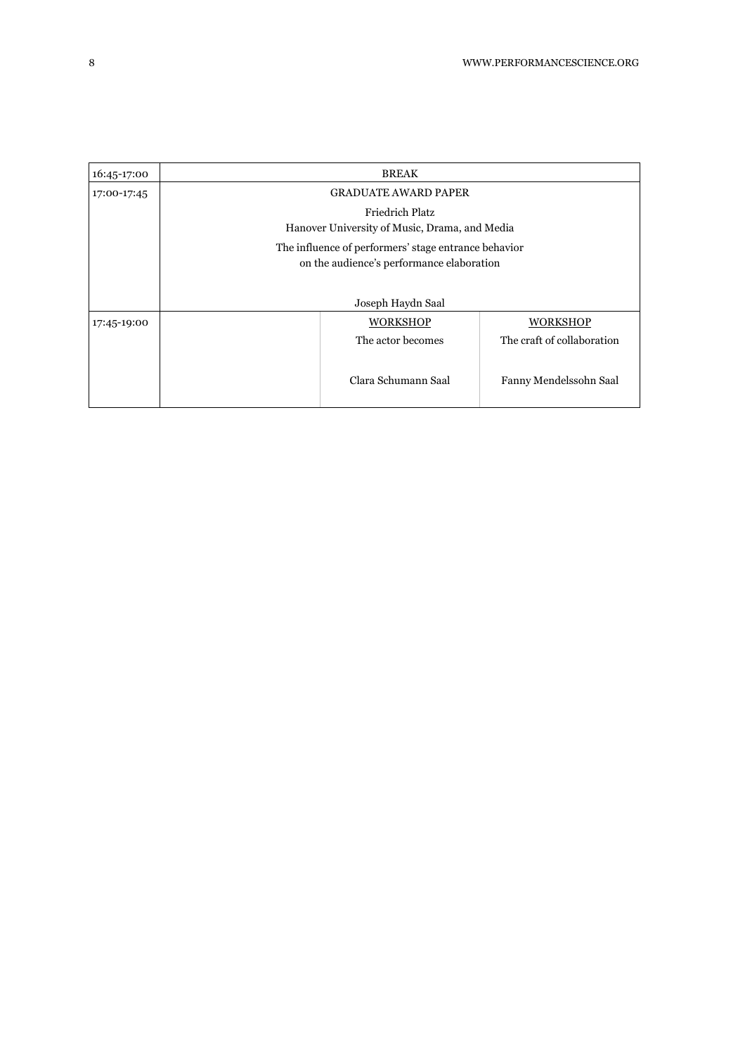| | | | |
|---|---|---|---|
| 16:45-17:00 | BREAK | | |
| 17:00-17:45 | GRADUATE AWARD PAPER<br><br>Friedrich Platz<br>Hanover University of Music, Drama, and Media<br><br>The influence of performers' stage entrance behavior on the audience's performance elaboration<br><br>Joseph Haydn Saal | | |
| 17:45-19:00 | | WORKSHOP<br>The actor becomes<br><br>Clara Schumann Saal | WORKSHOP<br>The craft of collaboration<br><br>Fanny Mendelssohn Saal |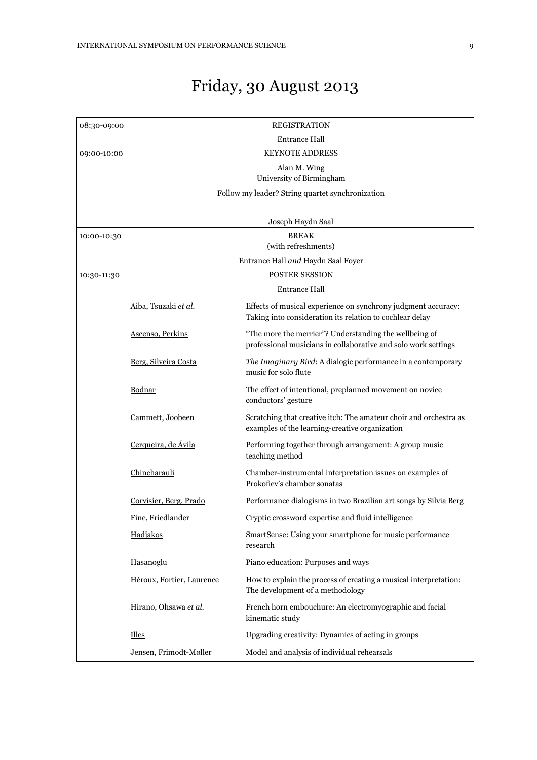# Friday, 30 August 2013

| | | |
|---|---|---|
| 08:30-09:00 | REGISTRATION<br>Entrance Hall | |
| 09:00-10:00 | KEYNOTE ADDRESS<br>Alan M. Wing<br>University of Birmingham<br>Follow my leader? String quartet synchronization<br>Joseph Haydn Saal | |
| 10:00-10:30 | BREAK<br>(with refreshments)<br>Entrance Hall *and* Haydn Saal Foyer | |
| 10:30-11:30 | POSTER SESSION<br>Entrance Hall | |
| | Aiba, Tsuzaki *et al.* | Effects of musical experience on synchrony judgment accuracy: Taking into consideration its relation to cochlear delay |
| | Ascenso, Perkins | "The more the merrier"? Understanding the wellbeing of professional musicians in collaborative and solo work settings |
| | Berg, Silveira Costa | *The Imaginary Bird*: A dialogic performance in a contemporary music for solo flute |
| | Bodnar | The effect of intentional, preplanned movement on novice conductors' gesture |
| | Cammett, Joobeen | Scratching that creative itch: The amateur choir and orchestra as examples of the learning-creative organization |
| | Cerqueira, de Ávila | Performing together through arrangement: A group music teaching method |
| | Chincharauli | Chamber-instrumental interpretation issues on examples of Prokofiev's chamber sonatas |
| | Corvisier, Berg, Prado | Performance dialogisms in two Brazilian art songs by Silvia Berg |
| | Fine, Friedlander | Cryptic crossword expertise and fluid intelligence |
| | Hadjakos | SmartSense: Using your smartphone for music performance research |
| | Hasanoglu | Piano education: Purposes and ways |
| | Héroux, Fortier, Laurence | How to explain the process of creating a musical interpretation: The development of a methodology |
| | Hirano, Ohsawa *et al.* | French horn embouchure: An electromyographic and facial kinematic study |
| | Illes | Upgrading creativity: Dynamics of acting in groups |
| | Jensen, Frimodt-Møller | Model and analysis of individual rehearsals |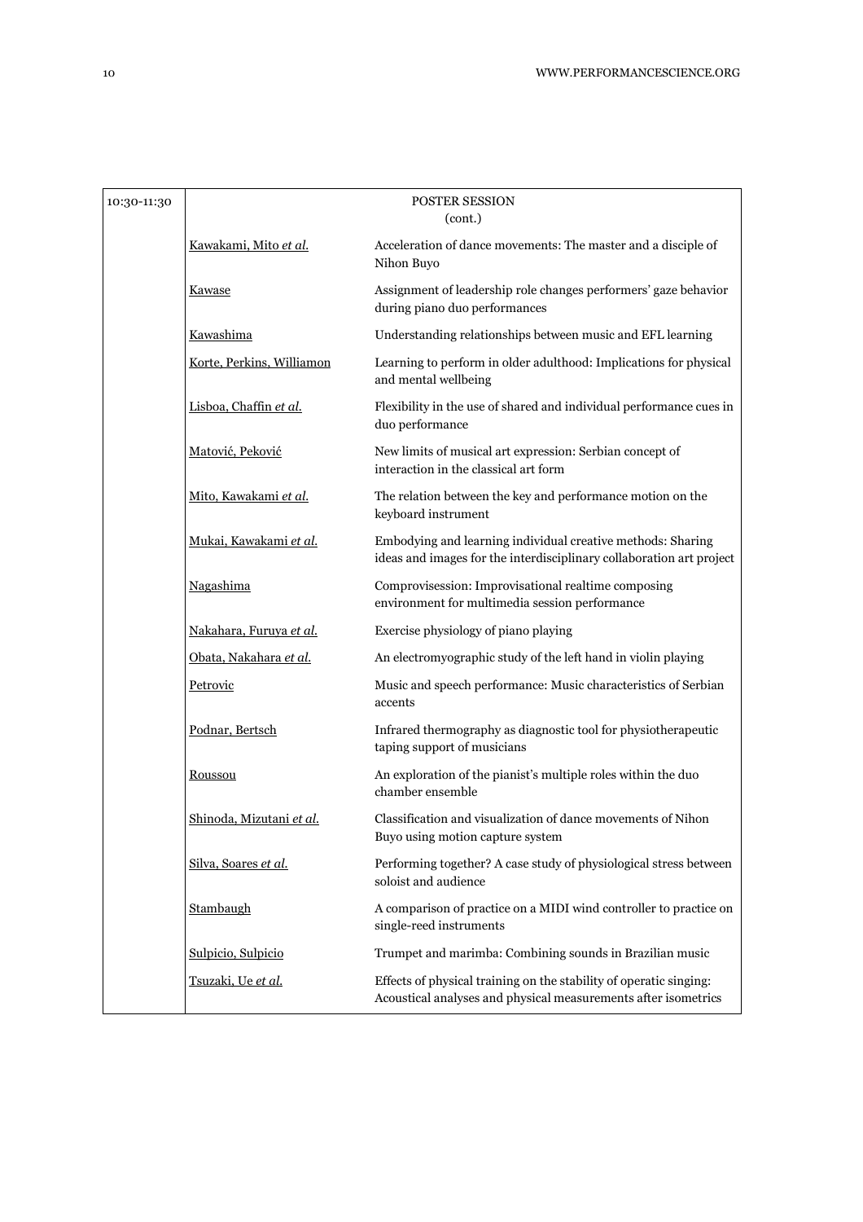| 10:30-11:30 | POSTER SESSION (cont.) | |
|---|---|---|
| | Kawakami, Mito *et al.* | Acceleration of dance movements: The master and a disciple of Nihon Buyo |
| | Kawase | Assignment of leadership role changes performers' gaze behavior during piano duo performances |
| | Kawashima | Understanding relationships between music and EFL learning |
| | Korte, Perkins, Williamon | Learning to perform in older adulthood: Implications for physical and mental wellbeing |
| | Lisboa, Chaffin *et al.* | Flexibility in the use of shared and individual performance cues in duo performance |
| | Matović, Peković | New limits of musical art expression: Serbian concept of interaction in the classical art form |
| | Mito, Kawakami *et al.* | The relation between the key and performance motion on the keyboard instrument |
| | Mukai, Kawakami *et al.* | Embodying and learning individual creative methods: Sharing ideas and images for the interdisciplinary collaboration art project |
| | Nagashima | Comprovisession: Improvisational realtime composing environment for multimedia session performance |
| | Nakahara, Furuya *et al.* | Exercise physiology of piano playing |
| | Obata, Nakahara *et al.* | An electromyographic study of the left hand in violin playing |
| | Petrovic | Music and speech performance: Music characteristics of Serbian accents |
| | Podnar, Bertsch | Infrared thermography as diagnostic tool for physiotherapeutic taping support of musicians |
| | Roussou | An exploration of the pianist's multiple roles within the duo chamber ensemble |
| | Shinoda, Mizutani *et al.* | Classification and visualization of dance movements of Nihon Buyo using motion capture system |
| | Silva, Soares *et al.* | Performing together? A case study of physiological stress between soloist and audience |
| | Stambaugh | A comparison of practice on a MIDI wind controller to practice on single-reed instruments |
| | Sulpicio, Sulpicio | Trumpet and marimba: Combining sounds in Brazilian music |
| | Tsuzaki, Ue *et al.* | Effects of physical training on the stability of operatic singing: Acoustical analyses and physical measurements after isometrics |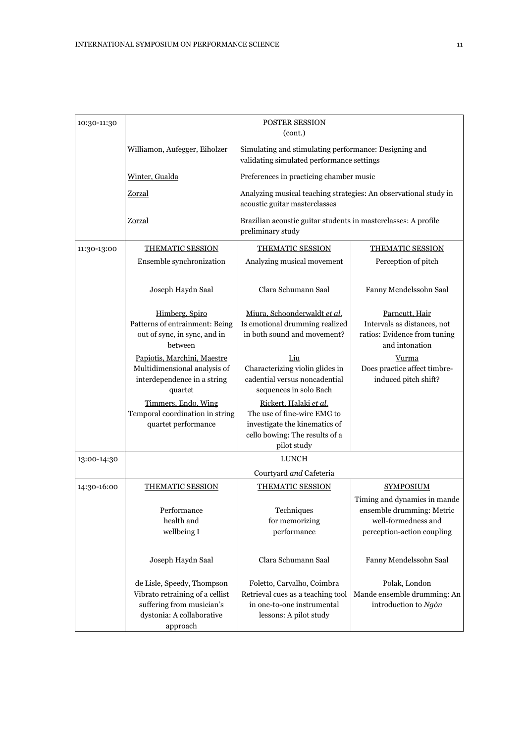| | | | |
|---|---|---|---|
| 10:30-11:30 | POSTER SESSION (cont.) | | |
| | Williamon, Aufegger, Eiholzer | Simulating and stimulating performance: Designing and validating simulated performance settings | |
| | Winter, Gualda | Preferences in practicing chamber music | |
| | Zorzal | Analyzing musical teaching strategies: An observational study in acoustic guitar masterclasses | |
| | Zorzal | Brazilian acoustic guitar students in masterclasses: A profile preliminary study | |
| 11:30-13:00 | THEMATIC SESSION<br>Ensemble synchronization<br><br>Joseph Haydn Saal | THEMATIC SESSION<br>Analyzing musical movement<br><br>Clara Schumann Saal | THEMATIC SESSION<br>Perception of pitch<br><br>Fanny Mendelssohn Saal |
| | Himberg, Spiro<br>Patterns of entrainment: Being out of sync, in sync, and in between | Miura, Schoonderwaldt *et al.*<br>Is emotional drumming realized in both sound and movement? | Parncutt, Hair<br>Intervals as distances, not ratios: Evidence from tuning and intonation |
| | Papiotis, Marchini, Maestre<br>Multidimensional analysis of interdependence in a string quartet | Liu<br>Characterizing violin glides in cadential versus noncadential sequences in solo Bach | Vurma<br>Does practice affect timbre-induced pitch shift? |
| | Timmers, Endo, Wing<br>Temporal coordination in string quartet performance | Rickert, Halaki *et al.*<br>The use of fine-wire EMG to investigate the kinematics of cello bowing: The results of a pilot study | |
| 13:00-14:30 | LUNCH<br>Courtyard *and* Cafeteria | | |
| 14:30-16:00 | THEMATIC SESSION<br>Performance health and wellbeing I<br><br>Joseph Haydn Saal | THEMATIC SESSION<br>Techniques for memorizing performance<br><br>Clara Schumann Saal | SYMPOSIUM<br>Timing and dynamics in mande ensemble drumming: Metric well-formedness and perception-action coupling<br><br>Fanny Mendelssohn Saal |
| | de Lisle, Speedy, Thompson<br>Vibrato retraining of a cellist suffering from musician's dystonia: A collaborative approach | Foletto, Carvalho, Coimbra<br>Retrieval cues as a teaching tool in one-to-one instrumental lessons: A pilot study | Polak, London<br>Mande ensemble drumming: An introduction to *Ngòn* |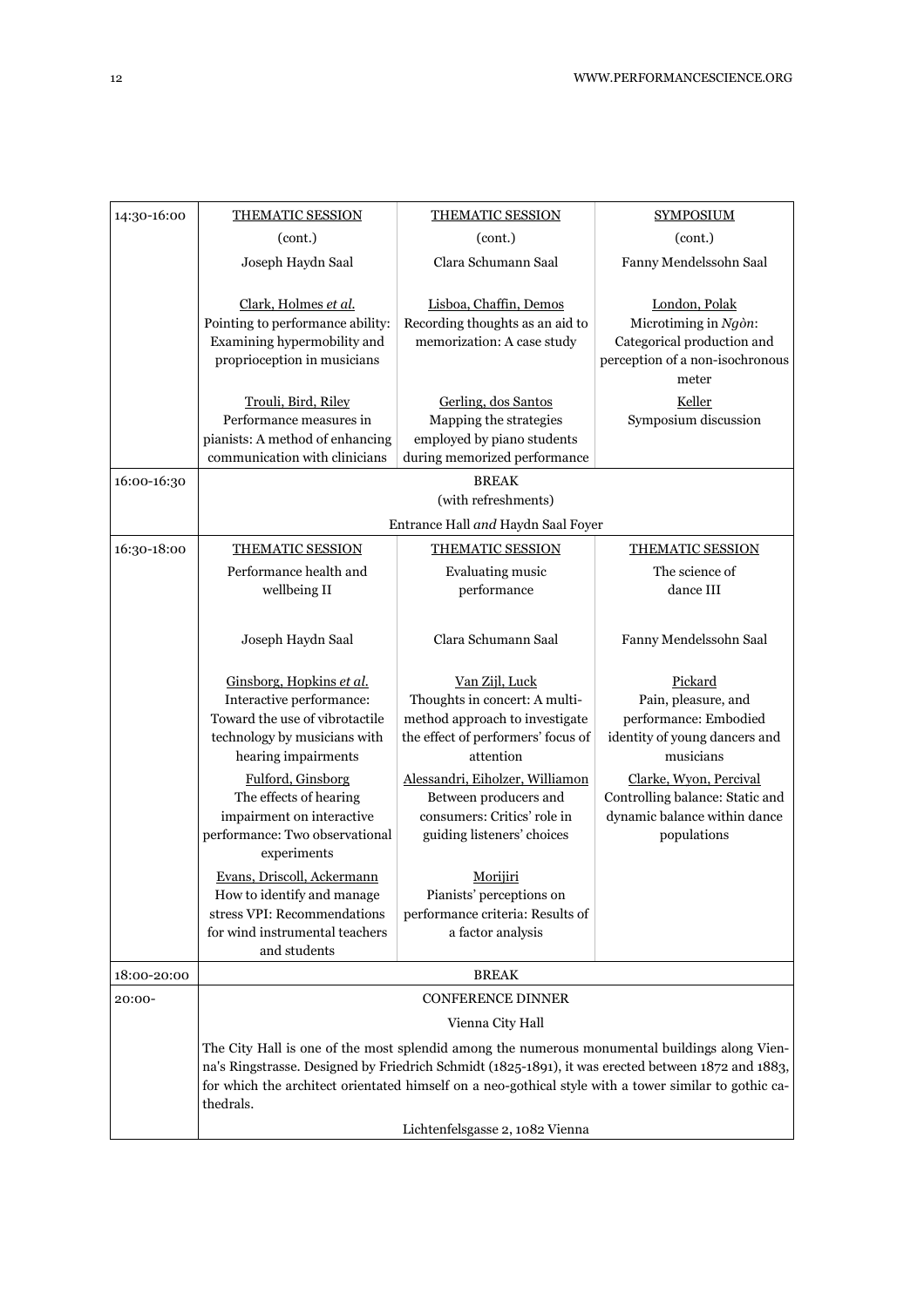| | | | |
|---|---|---|---|
| 14:30-16:00 | THEMATIC SESSION (cont.)<br>Joseph Haydn Saal<br><br>Clark, Holmes *et al.*<br>Pointing to performance ability: Examining hypermobility and proprioception in musicians<br><br>Trouli, Bird, Riley<br>Performance measures in pianists: A method of enhancing communication with clinicians | THEMATIC SESSION (cont.)<br>Clara Schumann Saal<br><br>Lisboa, Chaffin, Demos<br>Recording thoughts as an aid to memorization: A case study<br><br>Gerling, dos Santos<br>Mapping the strategies employed by piano students during memorized performance | SYMPOSIUM (cont.)<br>Fanny Mendelssohn Saal<br><br>London, Polak<br>Microtiming in *Ngòn*: Categorical production and perception of a non-isochronous meter<br><br>Keller<br>Symposium discussion |
| 16:00-16:30 | BREAK (with refreshments)<br>Entrance Hall *and* Haydn Saal Foyer | | |
| 16:30-18:00 | THEMATIC SESSION<br>Performance health and wellbeing II<br><br>Joseph Haydn Saal<br><br>Ginsborg, Hopkins *et al.*<br>Interactive performance: Toward the use of vibrotactile technology by musicians with hearing impairments<br><br>Fulford, Ginsborg<br>The effects of hearing impairment on interactive performance: Two observational experiments<br><br>Evans, Driscoll, Ackermann<br>How to identify and manage stress VPI: Recommendations for wind instrumental teachers and students | THEMATIC SESSION<br>Evaluating music performance<br><br>Clara Schumann Saal<br><br>Van Zijl, Luck<br>Thoughts in concert: A multi-method approach to investigate the effect of performers' focus of attention<br><br>Alessandri, Eiholzer, Williamon<br>Between producers and consumers: Critics' role in guiding listeners' choices<br><br>Morijiri<br>Pianists' perceptions on performance criteria: Results of a factor analysis | THEMATIC SESSION<br>The science of dance III<br><br>Fanny Mendelssohn Saal<br><br>Pickard<br>Pain, pleasure, and performance: Embodied identity of young dancers and musicians<br><br>Clarke, Wyon, Percival<br>Controlling balance: Static and dynamic balance within dance populations |
| 18:00-20:00 | BREAK | | |
| 20:00- | CONFERENCE DINNER<br>Vienna City Hall<br><br>The City Hall is one of the most splendid among the numerous monumental buildings along Vienna's Ringstrasse. Designed by Friedrich Schmidt (1825-1891), it was erected between 1872 and 1883, for which the architect orientated himself on a neo-gothical style with a tower similar to gothic cathedrals.<br><br>Lichtenfelsgasse 2, 1082 Vienna | | |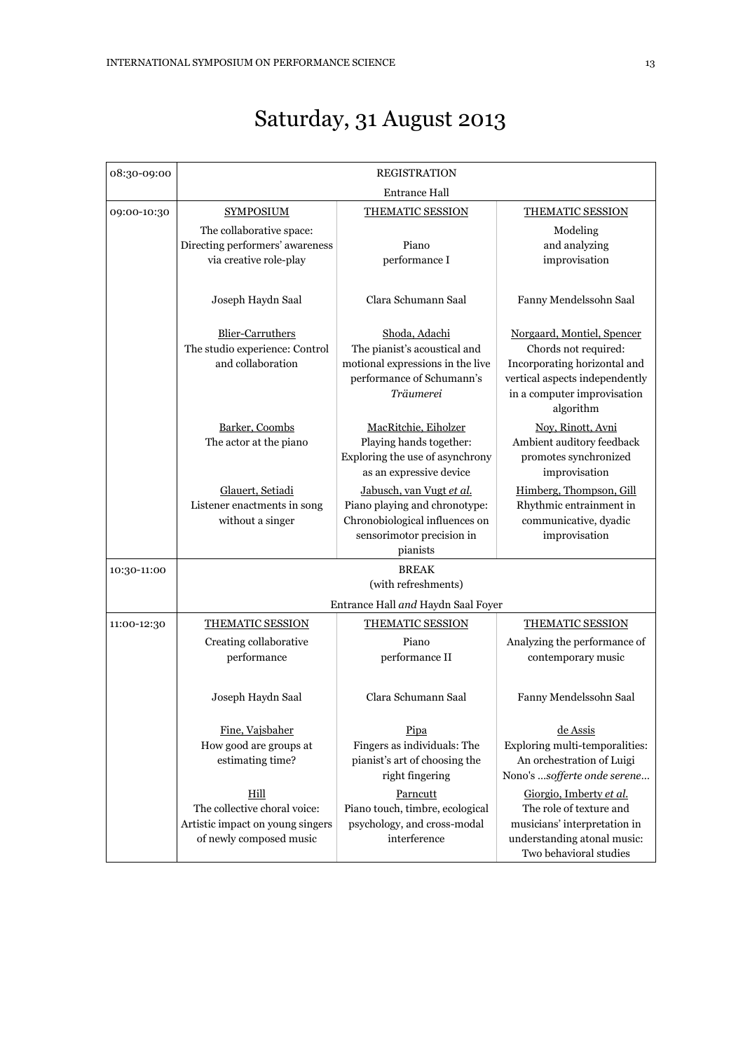# Saturday, 31 August 2013

| | | | |
|---|---|---|---|
| 08:30-09:00 | REGISTRATION<br>Entrance Hall | | |
| 09:00-10:30 | SYMPOSIUM<br>The collaborative space: Directing performers' awareness via creative role-play<br><br>Joseph Haydn Saal | THEMATIC SESSION<br>Piano performance I<br><br>Clara Schumann Saal | THEMATIC SESSION<br>Modeling and analyzing improvisation<br><br>Fanny Mendelssohn Saal |
| | Blier-Carruthers<br>The studio experience: Control and collaboration | Shoda, Adachi<br>The pianist's acoustical and motional expressions in the live performance of Schumann's *Träumerei* | Norgaard, Montiel, Spencer<br>Chords not required: Incorporating horizontal and vertical aspects independently in a computer improvisation algorithm |
| | Barker, Coombs<br>The actor at the piano | MacRitchie, Eiholzer<br>Playing hands together: Exploring the use of asynchrony as an expressive device | Noy, Rinott, Avni<br>Ambient auditory feedback promotes synchronized improvisation |
| | Glauert, Setiadi<br>Listener enactments in song without a singer | Jabusch, van Vugt *et al.*<br>Piano playing and chronotype: Chronobiological influences on sensorimotor precision in pianists | Himberg, Thompson, Gill<br>Rhythmic entrainment in communicative, dyadic improvisation |
| 10:30-11:00 | BREAK<br>(with refreshments)<br>Entrance Hall *and* Haydn Saal Foyer | | |
| 11:00-12:30 | THEMATIC SESSION<br>Creating collaborative performance<br><br>Joseph Haydn Saal | THEMATIC SESSION<br>Piano performance II<br><br>Clara Schumann Saal | THEMATIC SESSION<br>Analyzing the performance of contemporary music<br><br>Fanny Mendelssohn Saal |
| | Fine, Vajsbaher<br>How good are groups at estimating time? | Pipa<br>Fingers as individuals: The pianist's art of choosing the right fingering | de Assis<br>Exploring multi-temporalities: An orchestration of Luigi Nono's *...sofferte onde serene...* |
| | Hill<br>The collective choral voice: Artistic impact on young singers of newly composed music | Parncutt<br>Piano touch, timbre, ecological psychology, and cross-modal interference | Giorgio, Imberty *et al.*<br>The role of texture and musicians' interpretation in understanding atonal music: Two behavioral studies |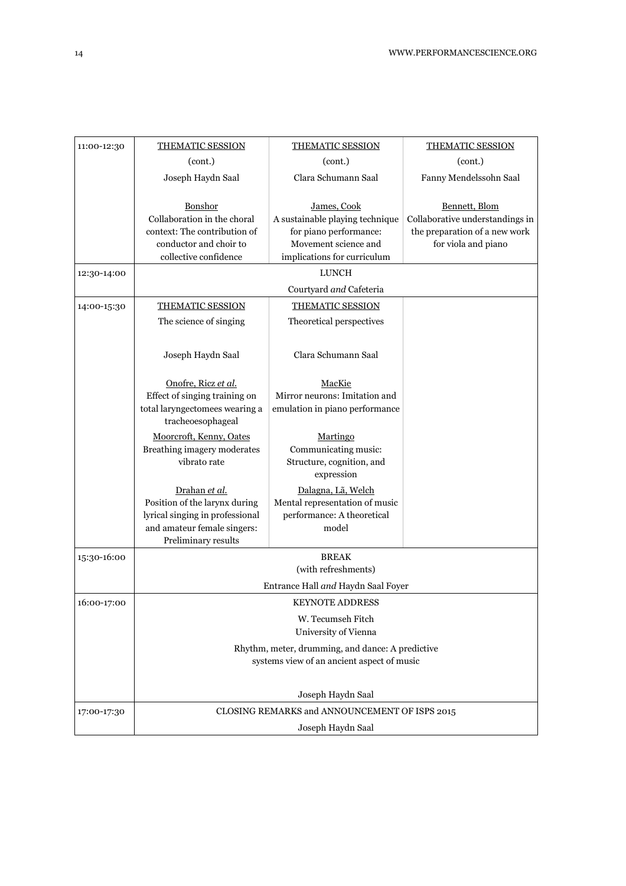| | | | |
|---|---|---|---|
| 11:00-12:30 | THEMATIC SESSION (cont.) Joseph Haydn Saal<br><br>Bonshor<br>Collaboration in the choral context: The contribution of conductor and choir to collective confidence | THEMATIC SESSION (cont.) Clara Schumann Saal<br><br>James, Cook<br>A sustainable playing technique for piano performance: Movement science and implications for curriculum | THEMATIC SESSION (cont.) Fanny Mendelssohn Saal<br><br>Bennett, Blom<br>Collaborative understandings in the preparation of a new work for viola and piano |
| 12:30-14:00 | LUNCH<br>Courtyard *and* Cafeteria | | |
| 14:00-15:30 | THEMATIC SESSION<br>The science of singing<br><br>Joseph Haydn Saal<br><br>Onofre, Ricz *et al.*<br>Effect of singing training on total laryngectomees wearing a tracheoesophageal<br><br>Moorcroft, Kenny, Oates<br>Breathing imagery moderates vibrato rate<br><br>Drahan *et al.*<br>Position of the larynx during lyrical singing in professional and amateur female singers: Preliminary results | THEMATIC SESSION<br>Theoretical perspectives<br><br>Clara Schumann Saal<br><br>MacKie<br>Mirror neurons: Imitation and emulation in piano performance<br><br>Martingo<br>Communicating music: Structure, cognition, and expression<br><br>Dalagna, Lã, Welch<br>Mental representation of music performance: A theoretical model | |
| 15:30-16:00 | BREAK (with refreshments)<br>Entrance Hall *and* Haydn Saal Foyer | | |
| 16:00-17:00 | KEYNOTE ADDRESS<br>W. Tecumseh Fitch<br>University of Vienna<br>Rhythm, meter, drumming, and dance: A predictive systems view of an ancient aspect of music<br><br>Joseph Haydn Saal | | |
| 17:00-17:30 | CLOSING REMARKS and ANNOUNCEMENT OF ISPS 2015<br>Joseph Haydn Saal | | |